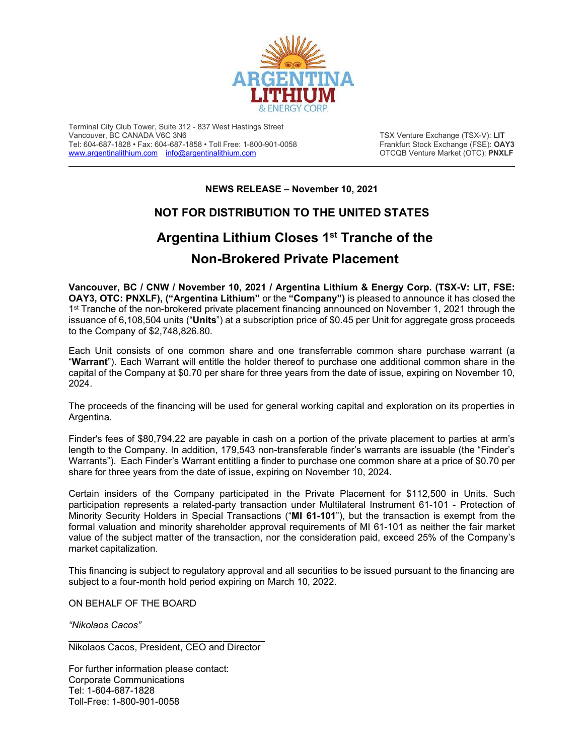ARGENTINA LITHIUM & ENERGY CORP.

Terminal City Club Tower, Suite 312 - 837 West Hastings Street
Vancouver, BC CANADA V6C 3N6
Tel: 604-687-1828 • Fax: 604-687-1858 • Toll Free: 1-800-901-0058
www.argentinalithium.com info@argentinalithium.com

TSX Venture Exchange (TSX-V): **LIT**
Frankfurt Stock Exchange (FSE): **OAY3**
OTCQB Venture Market (OTC): **PNXLF**

**NEWS RELEASE – November 10, 2021**

**NOT FOR DISTRIBUTION TO THE UNITED STATES**

# Argentina Lithium Closes 1st Tranche of the Non-Brokered Private Placement

**Vancouver, BC / CNW / November 10, 2021 / Argentina Lithium & Energy Corp. (TSX-V: LIT, FSE: OAY3, OTC: PNXLF), ("Argentina Lithium"** or the **"Company")** is pleased to announce it has closed the 1st Tranche of the non-brokered private placement financing announced on November 1, 2021 through the issuance of 6,108,504 units ("**Units**") at a subscription price of $0.45 per Unit for aggregate gross proceeds to the Company of $2,748,826.80.

Each Unit consists of one common share and one transferrable common share purchase warrant (a "**Warrant**"). Each Warrant will entitle the holder thereof to purchase one additional common share in the capital of the Company at $0.70 per share for three years from the date of issue, expiring on November 10, 2024.

The proceeds of the financing will be used for general working capital and exploration on its properties in Argentina.

Finder's fees of $80,794.22 are payable in cash on a portion of the private placement to parties at arm's length to the Company. In addition, 179,543 non-transferable finder's warrants are issuable (the "Finder's Warrants"). Each Finder's Warrant entitling a finder to purchase one common share at a price of $0.70 per share for three years from the date of issue, expiring on November 10, 2024.

Certain insiders of the Company participated in the Private Placement for $112,500 in Units. Such participation represents a related-party transaction under Multilateral Instrument 61-101 - Protection of Minority Security Holders in Special Transactions ("**MI 61-101**"), but the transaction is exempt from the formal valuation and minority shareholder approval requirements of MI 61-101 as neither the fair market value of the subject matter of the transaction, nor the consideration paid, exceed 25% of the Company's market capitalization.

This financing is subject to regulatory approval and all securities to be issued pursuant to the financing are subject to a four-month hold period expiring on March 10, 2022.

ON BEHALF OF THE BOARD

*"Nikolaos Cacos"*

Nikolaos Cacos, President, CEO and Director

For further information please contact:
Corporate Communications
Tel: 1-604-687-1828
Toll-Free: 1-800-901-0058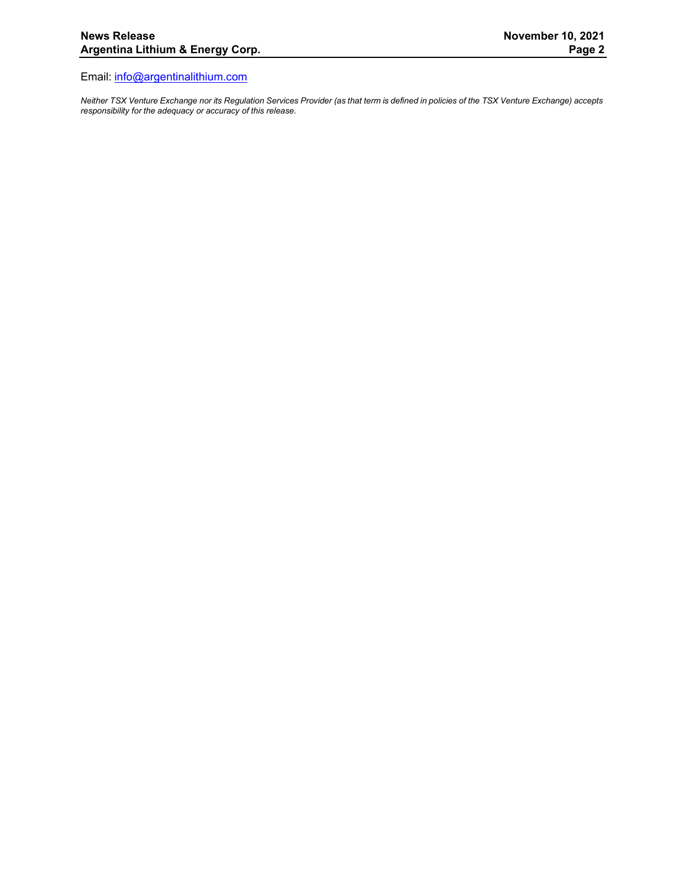Email: info@argentinalithium.com

*Neither TSX Venture Exchange nor its Regulation Services Provider (as that term is defined in policies of the TSX Venture Exchange) accepts responsibility for the adequacy or accuracy of this release.*